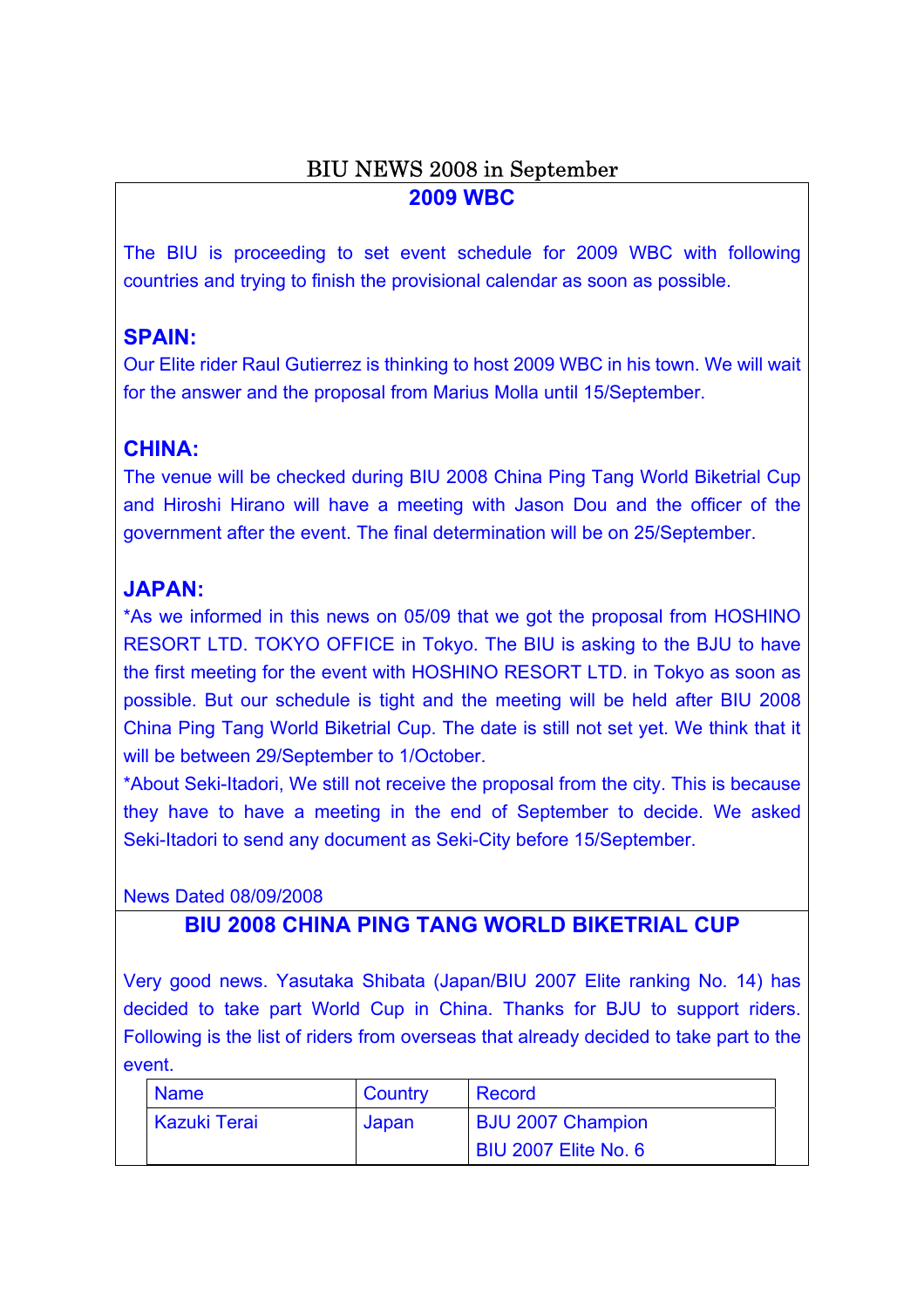# BIU NEWS 2008 in September

## 2009 WBC

The BIU is proceeding to set event schedule for 2009 WBC with following countries and trying to finish the provisional calendar as soon as possible.

### SPAIN:

Our Elite rider Raul Gutierrez is thinking to host 2009 WBC in his town. We will wait for the answer and the proposal from Marius Molla until 15/September.

### CHINA:

The venue will be checked during BIU 2008 China Ping Tang World Biketrial Cup and Hiroshi Hirano will have a meeting with Jason Dou and the officer of the government after the event. The final determination will be on 25/September.

### JAPAN:

*As we informed in this news on 05/09 that we got the proposal from HOSHINO RESORT LTD. TOKYO OFFICE in Tokyo. The BIU is asking to the BJU to have the first meeting for the event with HOSHINO RESORT LTD. in Tokyo as soon as possible. But our schedule is tight and the meeting will be held after BIU 2008 China Ping Tang World Biketrial Cup. The date is still not set yet. We think that it will be between 29/September to 1/October.

*About Seki-Itadori, We still not receive the proposal from the city. This is because they have to have a meeting in the end of September to decide. We asked Seki-Itadori to send any document as Seki-City before 15/September.

News Dated 08/09/2008

## BIU 2008 CHINA PING TANG WORLD BIKETRIAL CUP

Very good news. Yasutaka Shibata (Japan/BIU 2007 Elite ranking No. 14) has decided to take part World Cup in China. Thanks for BJU to support riders. Following is the list of riders from overseas that already decided to take part to the event.

| Name | Country | Record |
|---|---|---|
| Kazuki Terai | Japan | BJU 2007 Champion<br>BIU 2007 Elite No. 6 |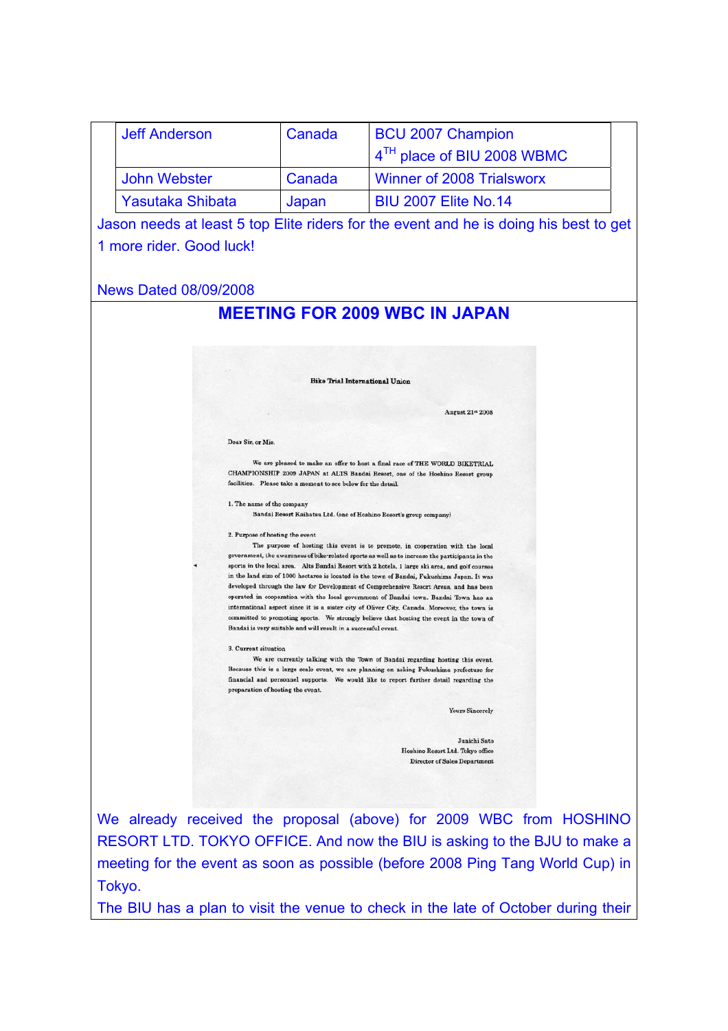| Jeff Anderson | Canada | BCU 2007 Champion<br>4TH place of BIU 2008 WBMC |
|---|---|---|
| John Webster | Canada | Winner of 2008 Trialsworx |
| Yasutaka Shibata | Japan | BIU 2007 Elite No.14 |

Jason needs at least 5 top Elite riders for the event and he is doing his best to get 1 more rider. Good luck!

News Dated 08/09/2008

## MEETING FOR 2009 WBC IN JAPAN

Bike Trial International Union

August 21st 2008

Dear Sir, or Mis.

We are pleased to make an offer to host a final race of THE WORLD BIKETRIAL CHAMPIONSHIP 2009 JAPAN at ALTS Bandai Resort, one of the Hoshino Resort group facilities. Please take a moment to see below for the detail.

1. The name of the company

Bandai Resort Kaihatsu Ltd. (one of Hoshino Resort's group company)

2. Purpose of hosting the event

The purpose of hosting this event is to promote, in cooperation with the local government, the awareness of bike-related sports as well as to increase the participants in the sports in the local area. Alts Bandai Resort with 2 hotels, 1 large ski area, and golf courses in the land size of 1000 hectares is located in the town of Bandai, Fukushima Japan. It was developed through the law for Development of Comprehensive Resort Areas, and has been operated in cooperation with the local government of Bandai town. Bandai Town has an international aspect since it is a sister city of Oliver City, Canada. Moreover, the town is committed to promoting sports. We strongly believe that hosting the event in the town of Bandai is very suitable and will result in a successful event.

3. Current situation

We are currently talking with the Town of Bandai regarding hosting this event. Because this is a large scale event, we are planning on asking Fukushima prefecture for financial and personnel supports. We would like to report further detail regarding the preparation of hosting the event.

Yours Sincerely

Junichi Sato
Hoshino Resort Ltd. Tokyo office
Director of Sales Department

We already received the proposal (above) for 2009 WBC from HOSHINO RESORT LTD. TOKYO OFFICE. And now the BIU is asking to the BJU to make a meeting for the event as soon as possible (before 2008 Ping Tang World Cup) in Tokyo.

The BIU has a plan to visit the venue to check in the late of October during their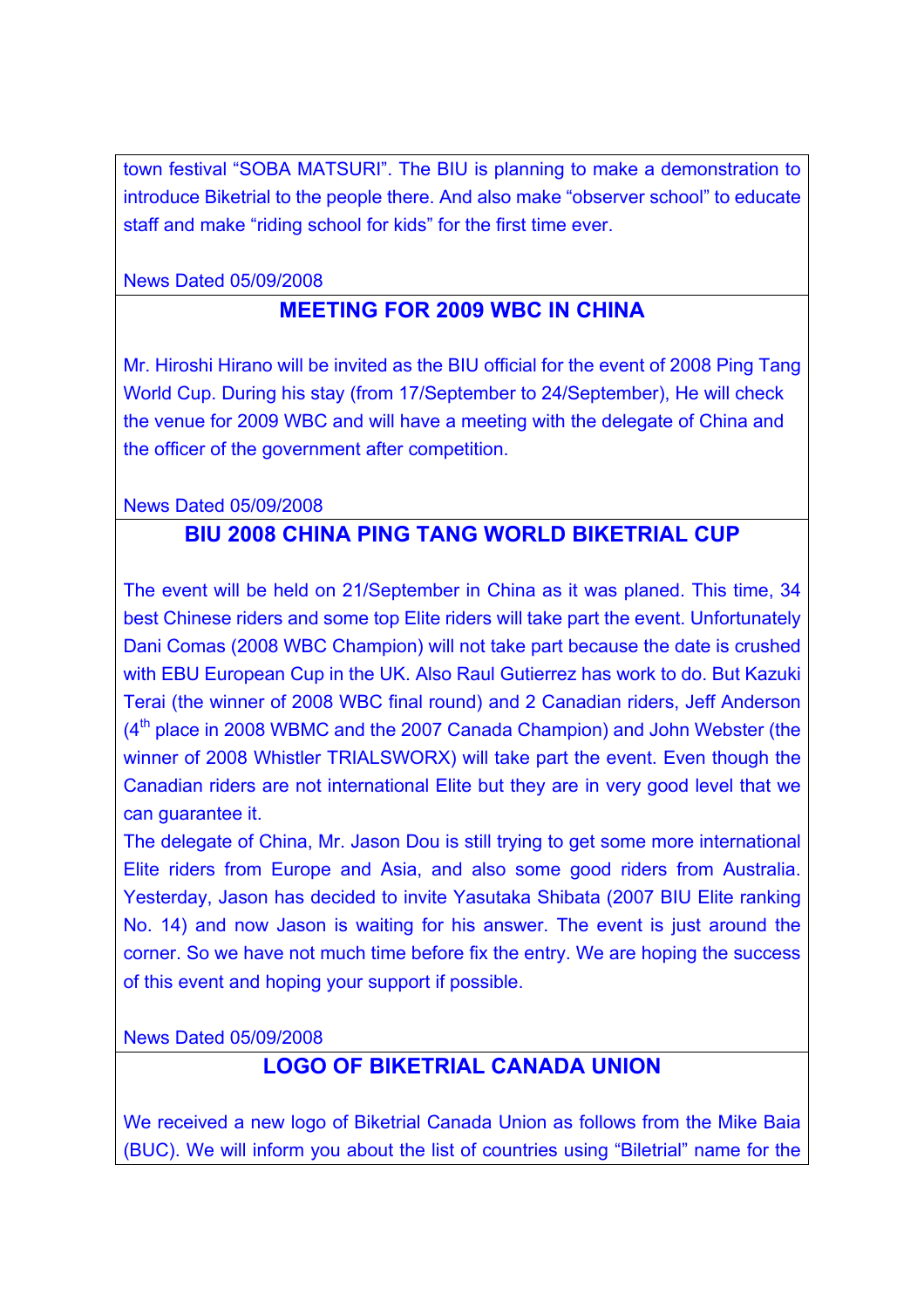town festival “SOBA MATSURI”. The BIU is planning to make a demonstration to introduce Biketrial to the people there. And also make “observer school” to educate staff and make “riding school for kids” for the first time ever.

News Dated 05/09/2008

## MEETING FOR 2009 WBC IN CHINA

Mr. Hiroshi Hirano will be invited as the BIU official for the event of 2008 Ping Tang World Cup. During his stay (from 17/September to 24/September), He will check the venue for 2009 WBC and will have a meeting with the delegate of China and the officer of the government after competition.

News Dated 05/09/2008

## BIU 2008 CHINA PING TANG WORLD BIKETRIAL CUP

The event will be held on 21/September in China as it was planed. This time, 34 best Chinese riders and some top Elite riders will take part the event. Unfortunately Dani Comas (2008 WBC Champion) will not take part because the date is crushed with EBU European Cup in the UK. Also Raul Gutierrez has work to do. But Kazuki Terai (the winner of 2008 WBC final round) and 2 Canadian riders, Jeff Anderson (4th place in 2008 WBMC and the 2007 Canada Champion) and John Webster (the winner of 2008 Whistler TRIALSWORX) will take part the event. Even though the Canadian riders are not international Elite but they are in very good level that we can guarantee it.

The delegate of China, Mr. Jason Dou is still trying to get some more international Elite riders from Europe and Asia, and also some good riders from Australia. Yesterday, Jason has decided to invite Yasutaka Shibata (2007 BIU Elite ranking No. 14) and now Jason is waiting for his answer. The event is just around the corner. So we have not much time before fix the entry. We are hoping the success of this event and hoping your support if possible.

News Dated 05/09/2008

## LOGO OF BIKETRIAL CANADA UNION

We received a new logo of Biketrial Canada Union as follows from the Mike Baia (BUC). We will inform you about the list of countries using “Biletrial” name for the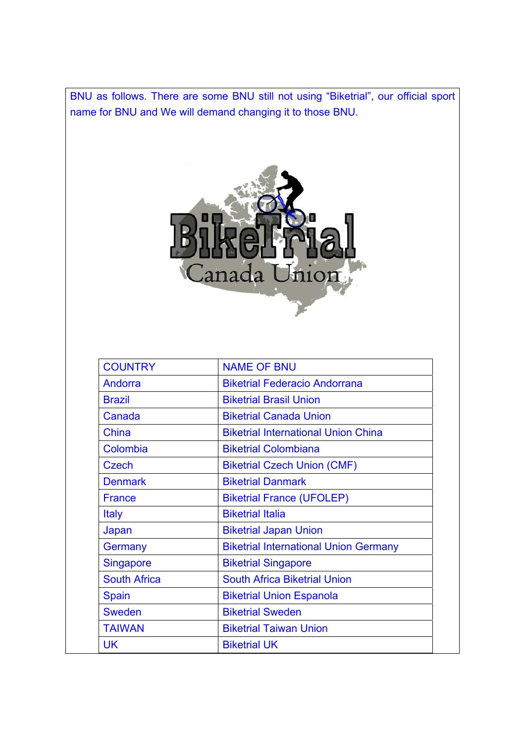BNU as follows. There are some BNU still not using “Biketrial”, our official sport name for BNU and We will demand changing it to those BNU.

| COUNTRY | NAME OF BNU |
| --- | --- |
| Andorra | Biketrial Federacio Andorrana |
| Brazil | Biketrial Brasil Union |
| Canada | Biketrial Canada Union |
| China | Biketrial International Union China |
| Colombia | Biketrial Colombiana |
| Czech | Biketrial Czech Union (CMF) |
| Denmark | Biketrial Danmark |
| France | Biketrial France (UFOLEP) |
| Italy | Biketrial Italia |
| Japan | Biketrial Japan Union |
| Germany | Biketrial International Union Germany |
| Singapore | Biketrial Singapore |
| South Africa | South Africa Biketrial Union |
| Spain | Biketrial Union Espanola |
| Sweden | Biketrial Sweden |
| TAIWAN | Biketrial Taiwan Union |
| UK | Biketrial UK |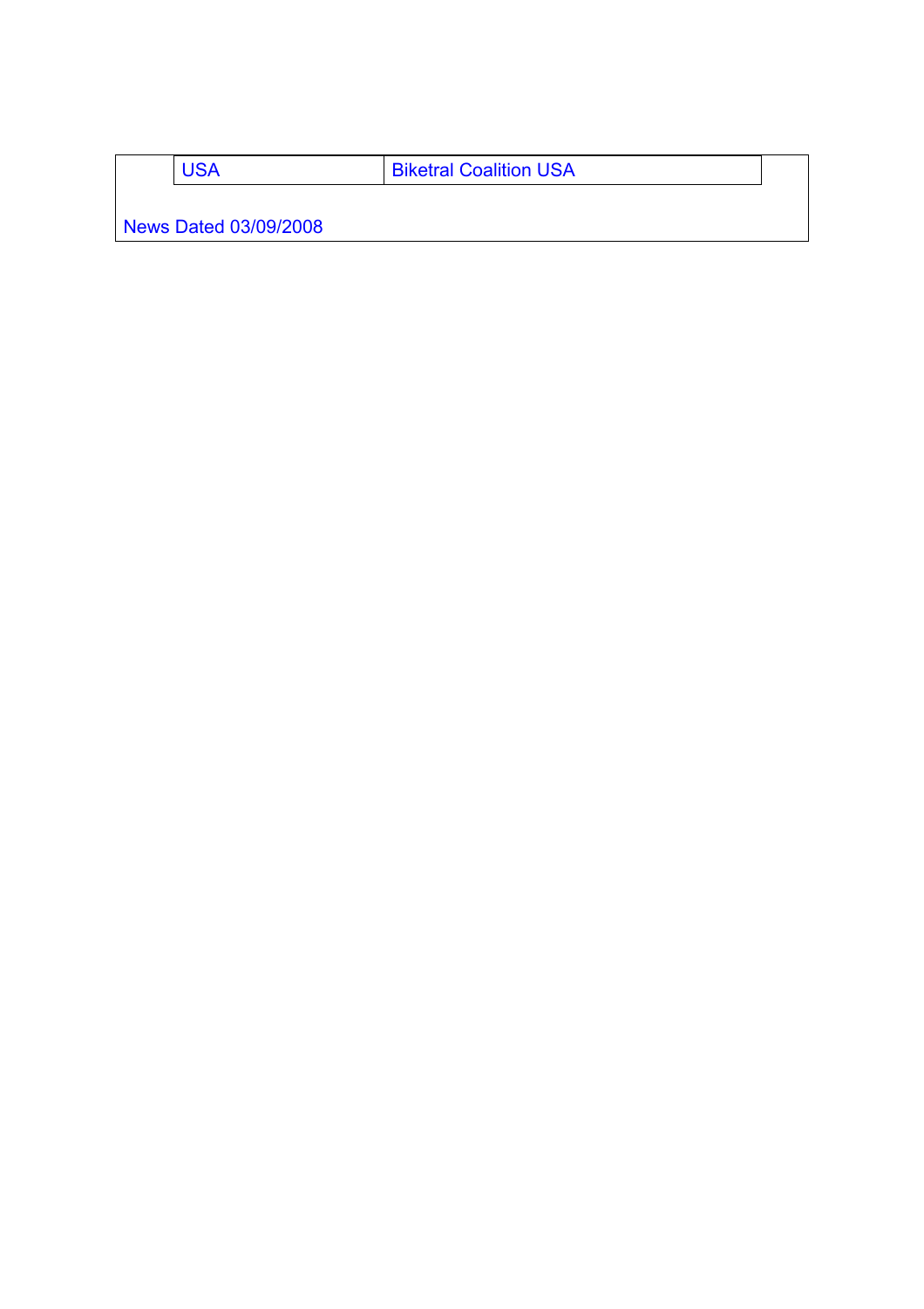| | |
|---|---|
| USA | Biketral Coalition USA |

News Dated 03/09/2008